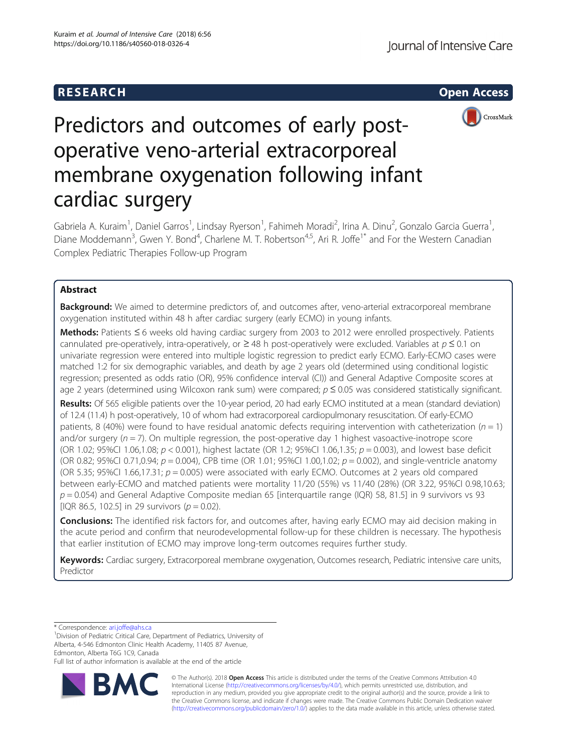RESEARCH Open Access

# Predictors and outcomes of early post-operative veno-arterial extracorporeal membrane oxygenation following infant cardiac surgery

Gabriela A. Kuraim[1], Daniel Garros[1], Lindsay Ryerson[1], Fahimeh Moradi[2], Irina A. Dinu[2], Gonzalo Garcia Guerra[1], Diane Moddemann[3], Gwen Y. Bond[4], Charlene M. T. Robertson[4,5], Ari R. Joffe[1*] and For the Western Canadian Complex Pediatric Therapies Follow-up Program

## Abstract

**Background:** We aimed to determine predictors of, and outcomes after, veno-arterial extracorporeal membrane oxygenation instituted within 48 h after cardiac surgery (early ECMO) in young infants.

**Methods:** Patients ≤ 6 weeks old having cardiac surgery from 2003 to 2012 were enrolled prospectively. Patients cannulated pre-operatively, intra-operatively, or ≥ 48 h post-operatively were excluded. Variables at $p \leq 0.1$ on univariate regression were entered into multiple logistic regression to predict early ECMO. Early-ECMO cases were matched 1:2 for six demographic variables, and death by age 2 years old (determined using conditional logistic regression; presented as odds ratio (OR), 95% confidence interval (CI)) and General Adaptive Composite scores at age 2 years (determined using Wilcoxon rank sum) were compared; $p \leq 0.05$ was considered statistically significant.

**Results:** Of 565 eligible patients over the 10-year period, 20 had early ECMO instituted at a mean (standard deviation) of 12.4 (11.4) h post-operatively, 10 of whom had extracorporeal cardiopulmonary resuscitation. Of early-ECMO patients, 8 (40%) were found to have residual anatomic defects requiring intervention with catheterization ($n = 1$) and/or surgery ($n = 7$). On multiple regression, the post-operative day 1 highest vasoactive-inotrope score (OR 1.02; 95%CI 1.06,1.08; $p < 0.001$), highest lactate (OR 1.2; 95%CI 1.06,1.35; $p = 0.003$), and lowest base deficit (OR 0.82; 95%CI 0.71,0.94; $p = 0.004$), CPB time (OR 1.01; 95%CI 1.00,1.02; $p = 0.002$), and single-ventricle anatomy (OR 5.35; 95%CI 1.66,17.31; $p = 0.005$) were associated with early ECMO. Outcomes at 2 years old compared between early-ECMO and matched patients were mortality 11/20 (55%) vs 11/40 (28%) (OR 3.22, 95%CI 0.98,10.63; $p = 0.054$) and General Adaptive Composite median 65 [interquartile range (IQR) 58, 81.5] in 9 survivors vs 93 [IQR 86.5, 102.5] in 29 survivors ($p = 0.02$).

**Conclusions:** The identified risk factors for, and outcomes after, having early ECMO may aid decision making in the acute period and confirm that neurodevelopmental follow-up for these children is necessary. The hypothesis that earlier institution of ECMO may improve long-term outcomes requires further study.

**Keywords:** Cardiac surgery, Extracorporeal membrane oxygenation, Outcomes research, Pediatric intensive care units, Predictor

\* Correspondence: ari.joffe@ahs.ca
[1]Division of Pediatric Critical Care, Department of Pediatrics, University of Alberta, 4-546 Edmonton Clinic Health Academy, 11405 87 Avenue, Edmonton, Alberta T6G 1C9, Canada
Full list of author information is available at the end of the article

© The Author(s). 2018 **Open Access** This article is distributed under the terms of the Creative Commons Attribution 4.0 International License (http://creativecommons.org/licenses/by/4.0/), which permits unrestricted use, distribution, and reproduction in any medium, provided you give appropriate credit to the original author(s) and the source, provide a link to the Creative Commons license, and indicate if changes were made. The Creative Commons Public Domain Dedication waiver (http://creativecommons.org/publicdomain/zero/1.0/) applies to the data made available in this article, unless otherwise stated.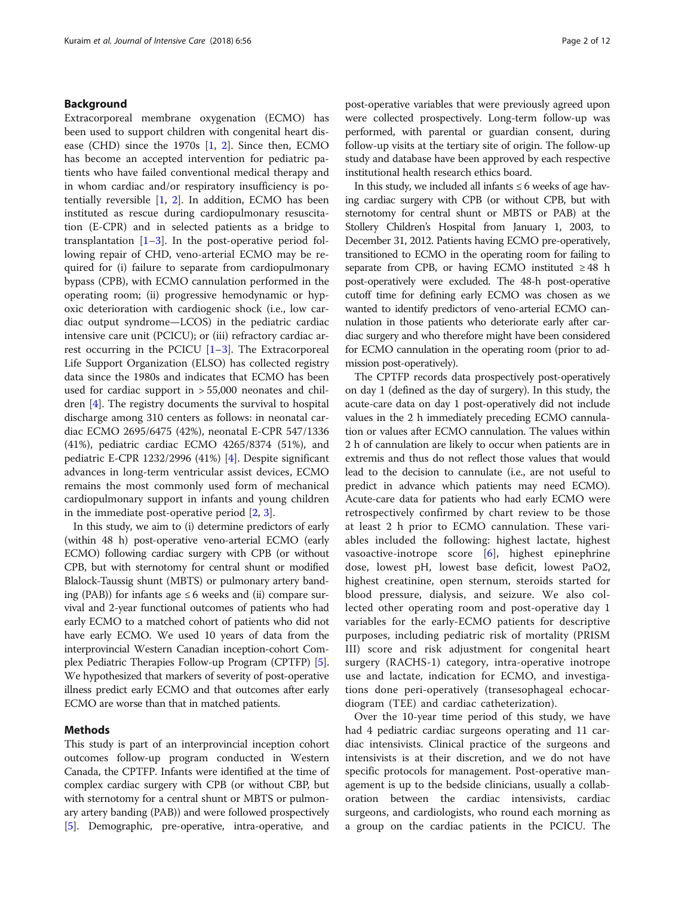## Background

Extracorporeal membrane oxygenation (ECMO) has been used to support children with congenital heart disease (CHD) since the 1970s [1, 2]. Since then, ECMO has become an accepted intervention for pediatric patients who have failed conventional medical therapy and in whom cardiac and/or respiratory insufficiency is potentially reversible [1, 2]. In addition, ECMO has been instituted as rescue during cardiopulmonary resuscitation (E-CPR) and in selected patients as a bridge to transplantation [1–3]. In the post-operative period following repair of CHD, veno-arterial ECMO may be required for (i) failure to separate from cardiopulmonary bypass (CPB), with ECMO cannulation performed in the operating room; (ii) progressive hemodynamic or hypoxic deterioration with cardiogenic shock (i.e., low cardiac output syndrome—LCOS) in the pediatric cardiac intensive care unit (PCICU); or (iii) refractory cardiac arrest occurring in the PCICU [1–3]. The Extracorporeal Life Support Organization (ELSO) has collected registry data since the 1980s and indicates that ECMO has been used for cardiac support in > 55,000 neonates and children [4]. The registry documents the survival to hospital discharge among 310 centers as follows: in neonatal cardiac ECMO 2695/6475 (42%), neonatal E-CPR 547/1336 (41%), pediatric cardiac ECMO 4265/8374 (51%), and pediatric E-CPR 1232/2996 (41%) [4]. Despite significant advances in long-term ventricular assist devices, ECMO remains the most commonly used form of mechanical cardiopulmonary support in infants and young children in the immediate post-operative period [2, 3].

In this study, we aim to (i) determine predictors of early (within 48 h) post-operative veno-arterial ECMO (early ECMO) following cardiac surgery with CPB (or without CPB, but with sternotomy for central shunt or modified Blalock-Taussig shunt (MBTS) or pulmonary artery banding (PAB)) for infants age ≤ 6 weeks and (ii) compare survival and 2-year functional outcomes of patients who had early ECMO to a matched cohort of patients who did not have early ECMO. We used 10 years of data from the interprovincial Western Canadian inception-cohort Complex Pediatric Therapies Follow-up Program (CPTFP) [5]. We hypothesized that markers of severity of post-operative illness predict early ECMO and that outcomes after early ECMO are worse than that in matched patients.

## Methods

This study is part of an interprovincial inception cohort outcomes follow-up program conducted in Western Canada, the CPTFP. Infants were identified at the time of complex cardiac surgery with CPB (or without CBP, but with sternotomy for a central shunt or MBTS or pulmonary artery banding (PAB)) and were followed prospectively [5]. Demographic, pre-operative, intra-operative, and post-operative variables that were previously agreed upon were collected prospectively. Long-term follow-up was performed, with parental or guardian consent, during follow-up visits at the tertiary site of origin. The follow-up study and database have been approved by each respective institutional health research ethics board.

In this study, we included all infants ≤ 6 weeks of age having cardiac surgery with CPB (or without CPB, but with sternotomy for central shunt or MBTS or PAB) at the Stollery Children's Hospital from January 1, 2003, to December 31, 2012. Patients having ECMO pre-operatively, transitioned to ECMO in the operating room for failing to separate from CPB, or having ECMO instituted ≥ 48 h post-operatively were excluded. The 48-h post-operative cutoff time for defining early ECMO was chosen as we wanted to identify predictors of veno-arterial ECMO cannulation in those patients who deteriorate early after cardiac surgery and who therefore might have been considered for ECMO cannulation in the operating room (prior to admission post-operatively).

The CPTFP records data prospectively post-operatively on day 1 (defined as the day of surgery). In this study, the acute-care data on day 1 post-operatively did not include values in the 2 h immediately preceding ECMO cannulation or values after ECMO cannulation. The values within 2 h of cannulation are likely to occur when patients are in extremis and thus do not reflect those values that would lead to the decision to cannulate (i.e., are not useful to predict in advance which patients may need ECMO). Acute-care data for patients who had early ECMO were retrospectively confirmed by chart review to be those at least 2 h prior to ECMO cannulation. These variables included the following: highest lactate, highest vasoactive-inotrope score [6], highest epinephrine dose, lowest pH, lowest base deficit, lowest PaO2, highest creatinine, open sternum, steroids started for blood pressure, dialysis, and seizure. We also collected other operating room and post-operative day 1 variables for the early-ECMO patients for descriptive purposes, including pediatric risk of mortality (PRISM III) score and risk adjustment for congenital heart surgery (RACHS-1) category, intra-operative inotrope use and lactate, indication for ECMO, and investigations done peri-operatively (transesophageal echocardiogram (TEE) and cardiac catheterization).

Over the 10-year time period of this study, we have had 4 pediatric cardiac surgeons operating and 11 cardiac intensivists. Clinical practice of the surgeons and intensivists is at their discretion, and we do not have specific protocols for management. Post-operative management is up to the bedside clinicians, usually a collaboration between the cardiac intensivists, cardiac surgeons, and cardiologists, who round each morning as a group on the cardiac patients in the PCICU. The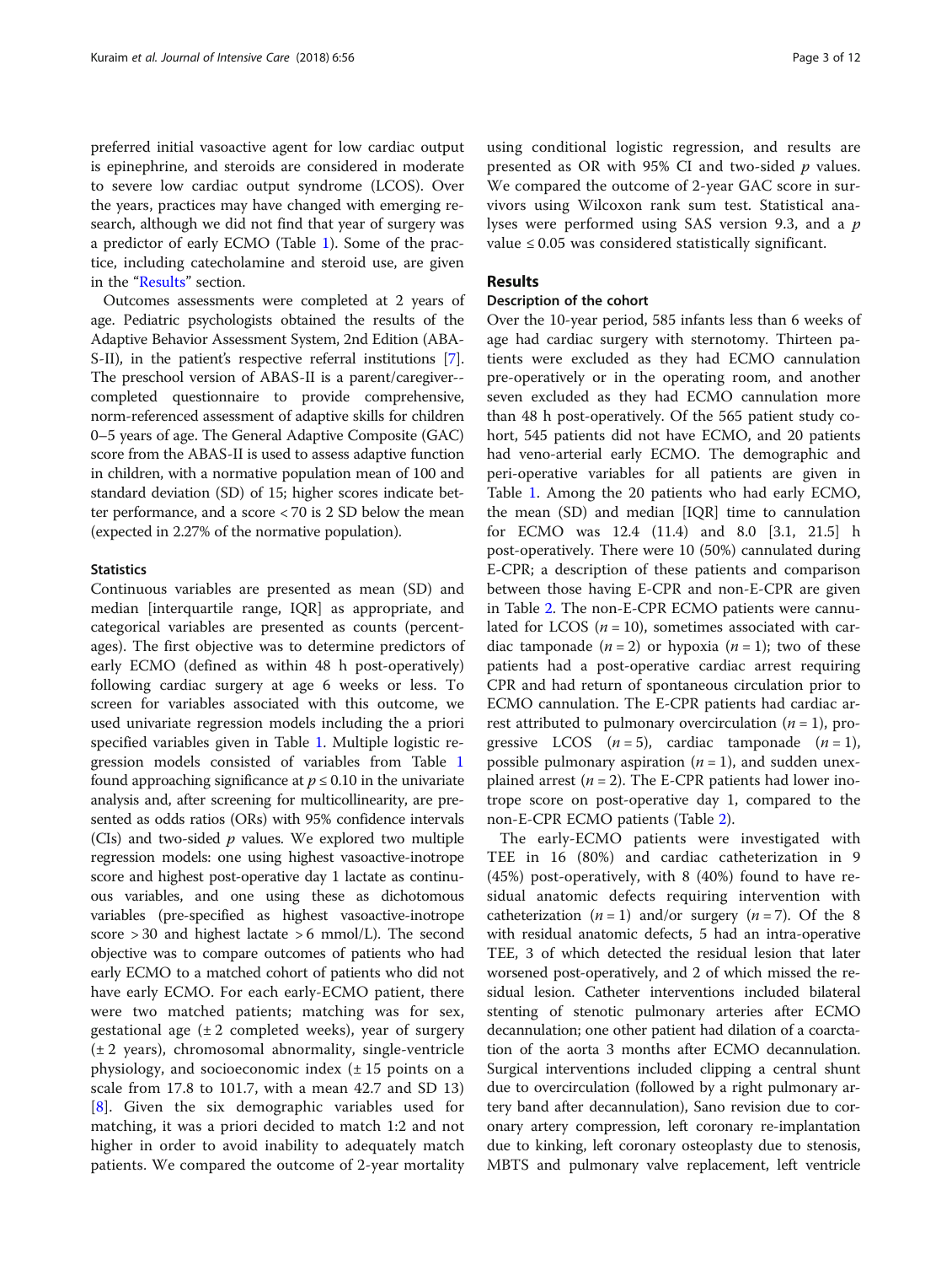preferred initial vasoactive agent for low cardiac output is epinephrine, and steroids are considered in moderate to severe low cardiac output syndrome (LCOS). Over the years, practices may have changed with emerging research, although we did not find that year of surgery was a predictor of early ECMO (Table 1). Some of the practice, including catecholamine and steroid use, are given in the "Results" section.

Outcomes assessments were completed at 2 years of age. Pediatric psychologists obtained the results of the Adaptive Behavior Assessment System, 2nd Edition (ABAS-II), in the patient's respective referral institutions [7]. The preschool version of ABAS-II is a parent/caregiver-completed questionnaire to provide comprehensive, norm-referenced assessment of adaptive skills for children 0–5 years of age. The General Adaptive Composite (GAC) score from the ABAS-II is used to assess adaptive function in children, with a normative population mean of 100 and standard deviation (SD) of 15; higher scores indicate better performance, and a score < 70 is 2 SD below the mean (expected in 2.27% of the normative population).

### Statistics

Continuous variables are presented as mean (SD) and median [interquartile range, IQR] as appropriate, and categorical variables are presented as counts (percentages). The first objective was to determine predictors of early ECMO (defined as within 48 h post-operatively) following cardiac surgery at age 6 weeks or less. To screen for variables associated with this outcome, we used univariate regression models including the a priori specified variables given in Table 1. Multiple logistic regression models consisted of variables from Table 1 found approaching significance at $p \le 0.10$ in the univariate analysis and, after screening for multicollinearity, are presented as odds ratios (ORs) with 95% confidence intervals (CIs) and two-sided $p$ values. We explored two multiple regression models: one using highest vasoactive-inotrope score and highest post-operative day 1 lactate as continuous variables, and one using these as dichotomous variables (pre-specified as highest vasoactive-inotrope score > 30 and highest lactate > 6 mmol/L). The second objective was to compare outcomes of patients who had early ECMO to a matched cohort of patients who did not have early ECMO. For each early-ECMO patient, there were two matched patients; matching was for sex, gestational age (± 2 completed weeks), year of surgery (± 2 years), chromosomal abnormality, single-ventricle physiology, and socioeconomic index (± 15 points on a scale from 17.8 to 101.7, with a mean 42.7 and SD 13) [8]. Given the six demographic variables used for matching, it was a priori decided to match 1:2 and not higher in order to avoid inability to adequately match patients. We compared the outcome of 2-year mortality using conditional logistic regression, and results are presented as OR with 95% CI and two-sided $p$ values. We compared the outcome of 2-year GAC score in survivors using Wilcoxon rank sum test. Statistical analyses were performed using SAS version 9.3, and a $p$ value ≤ 0.05 was considered statistically significant.

## Results

### Description of the cohort

Over the 10-year period, 585 infants less than 6 weeks of age had cardiac surgery with sternotomy. Thirteen patients were excluded as they had ECMO cannulation pre-operatively or in the operating room, and another seven excluded as they had ECMO cannulation more than 48 h post-operatively. Of the 565 patient study cohort, 545 patients did not have ECMO, and 20 patients had veno-arterial early ECMO. The demographic and peri-operative variables for all patients are given in Table 1. Among the 20 patients who had early ECMO, the mean (SD) and median [IQR] time to cannulation for ECMO was 12.4 (11.4) and 8.0 [3.1, 21.5] h post-operatively. There were 10 (50%) cannulated during E-CPR; a description of these patients and comparison between those having E-CPR and non-E-CPR are given in Table 2. The non-E-CPR ECMO patients were cannulated for LCOS ($n = 10$), sometimes associated with cardiac tamponade ($n = 2$) or hypoxia ($n = 1$); two of these patients had a post-operative cardiac arrest requiring CPR and had return of spontaneous circulation prior to ECMO cannulation. The E-CPR patients had cardiac arrest attributed to pulmonary overcirculation ($n = 1$), progressive LCOS ($n = 5$), cardiac tamponade ($n = 1$), possible pulmonary aspiration ($n = 1$), and sudden unexplained arrest ($n = 2$). The E-CPR patients had lower inotrope score on post-operative day 1, compared to the non-E-CPR ECMO patients (Table 2).

The early-ECMO patients were investigated with TEE in 16 (80%) and cardiac catheterization in 9 (45%) post-operatively, with 8 (40%) found to have residual anatomic defects requiring intervention with catheterization ($n = 1$) and/or surgery ($n = 7$). Of the 8 with residual anatomic defects, 5 had an intra-operative TEE, 3 of which detected the residual lesion that later worsened post-operatively, and 2 of which missed the residual lesion. Catheter interventions included bilateral stenting of stenotic pulmonary arteries after ECMO decannulation; one other patient had dilation of a coarctation of the aorta 3 months after ECMO decannulation. Surgical interventions included clipping a central shunt due to overcirculation (followed by a right pulmonary artery band after decannulation), Sano revision due to coronary artery compression, left coronary re-implantation due to kinking, left coronary osteoplasty due to stenosis, MBTS and pulmonary valve replacement, left ventricle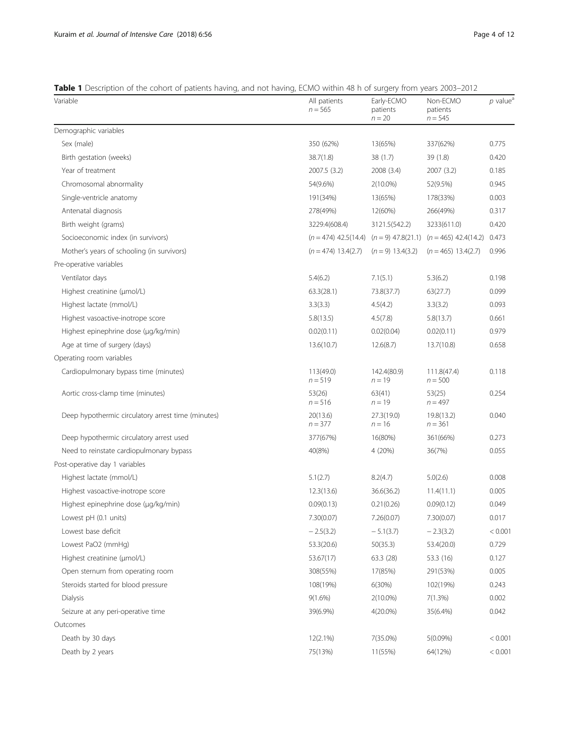**Table 1** Description of the cohort of patients having, and not having, ECMO within 48 h of surgery from years 2003–2012

| Variable | All patients $n = 565$ | Early-ECMO patients $n = 20$ | Non-ECMO patients $n = 545$ | $p$ value[a] |
|---|---|---|---|---|
| Demographic variables | | | | |
| Sex (male) | 350 (62%) | 13(65%) | 337(62%) | 0.775 |
| Birth gestation (weeks) | 38.7(1.8) | 38 (1.7) | 39 (1.8) | 0.420 |
| Year of treatment | 2007.5 (3.2) | 2008 (3.4) | 2007 (3.2) | 0.185 |
| Chromosomal abnormality | 54(9.6%) | 2(10.0%) | 52(9.5%) | 0.945 |
| Single-ventricle anatomy | 191(34%) | 13(65%) | 178(33%) | 0.003 |
| Antenatal diagnosis | 278(49%) | 12(60%) | 266(49%) | 0.317 |
| Birth weight (grams) | 3229.4(608.4) | 3121.5(542.2) | 3233(611.0) | 0.420 |
| Socioeconomic index (in survivors) | ($n = 474$) 42.5(14.4) | ($n = 9$) 47.8(21.1) | ($n = 465$) 42.4(14.2) | 0.473 |
| Mother's years of schooling (in survivors) | ($n = 474$) 13.4(2.7) | ($n = 9$) 13.4(3.2) | ($n = 465$) 13.4(2.7) | 0.996 |
| Pre-operative variables | | | | |
| Ventilator days | 5.4(6.2) | 7.1(5.1) | 5.3(6.2) | 0.198 |
| Highest creatinine (μmol/L) | 63.3(28.1) | 73.8(37.7) | 63(27.7) | 0.099 |
| Highest lactate (mmol/L) | 3.3(3.3) | 4.5(4.2) | 3.3(3.2) | 0.093 |
| Highest vasoactive-inotrope score | 5.8(13.5) | 4.5(7.8) | 5.8(13.7) | 0.661 |
| Highest epinephrine dose (μg/kg/min) | 0.02(0.11) | 0.02(0.04) | 0.02(0.11) | 0.979 |
| Age at time of surgery (days) | 13.6(10.7) | 12.6(8.7) | 13.7(10.8) | 0.658 |
| Operating room variables | | | | |
| Cardiopulmonary bypass time (minutes) | 113(49.0) $n = 519$ | 142.4(80.9) $n = 19$ | 111.8(47.4) $n = 500$ | 0.118 |
| Aortic cross-clamp time (minutes) | 53(26) $n = 516$ | 63(41) $n = 19$ | 53(25) $n = 497$ | 0.254 |
| Deep hypothermic circulatory arrest time (minutes) | 20(13.6) $n = 377$ | 27.3(19.0) $n = 16$ | 19.8(13.2) $n = 361$ | 0.040 |
| Deep hypothermic circulatory arrest used | 377(67%) | 16(80%) | 361(66%) | 0.273 |
| Need to reinstate cardiopulmonary bypass | 40(8%) | 4 (20%) | 36(7%) | 0.055 |
| Post-operative day 1 variables | | | | |
| Highest lactate (mmol/L) | 5.1(2.7) | 8.2(4.7) | 5.0(2.6) | 0.008 |
| Highest vasoactive-inotrope score | 12.3(13.6) | 36.6(36.2) | 11.4(11.1) | 0.005 |
| Highest epinephrine dose (μg/kg/min) | 0.09(0.13) | 0.21(0.26) | 0.09(0.12) | 0.049 |
| Lowest pH (0.1 units) | 7.30(0.07) | 7.26(0.07) | 7.30(0.07) | 0.017 |
| Lowest base deficit | − 2.5(3.2) | − 5.1(3.7) | − 2.3(3.2) | < 0.001 |
| Lowest PaO2 (mmHg) | 53.3(20.6) | 50(35.3) | 53.4(20.0) | 0.729 |
| Highest creatinine (μmol/L) | 53.67(17) | 63.3 (28) | 53.3 (16) | 0.127 |
| Open sternum from operating room | 308(55%) | 17(85%) | 291(53%) | 0.005 |
| Steroids started for blood pressure | 108(19%) | 6(30%) | 102(19%) | 0.243 |
| Dialysis | 9(1.6%) | 2(10.0%) | 7(1.3%) | 0.002 |
| Seizure at any peri-operative time | 39(6.9%) | 4(20.0%) | 35(6.4%) | 0.042 |
| Outcomes | | | | |
| Death by 30 days | 12(2.1%) | 7(35.0%) | 5(0.09%) | < 0.001 |
| Death by 2 years | 75(13%) | 11(55%) | 64(12%) | < 0.001 |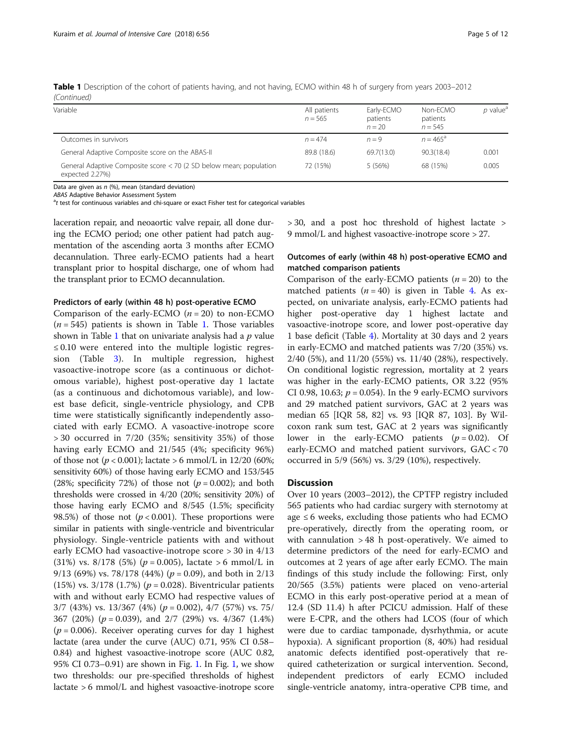**Table 1** Description of the cohort of patients having, and not having, ECMO within 48 h of surgery from years 2003–2012 *(Continued)*

| Variable | All patients $n = 565$ | Early-ECMO patients $n = 20$ | Non-ECMO patients $n = 545$ | $p$ value[a] |
|---|---|---|---|---|
| Outcomes in survivors | $n = 474$ | $n = 9$ | $n = 465$[a] | |
| General Adaptive Composite score on the ABAS-II | 89.8 (18.6) | 69.7(13.0) | 90.3(18.4) | 0.001 |
| General Adaptive Composite score < 70 (2 SD below mean; population expected 2.27%) | 72 (15%) | 5 (56%) | 68 (15%) | 0.005 |

Data are given as *n* (%), mean (standard deviation)
*ABAS* Adaptive Behavior Assessment System
[a]*t* test for continuous variables and chi-square or exact Fisher test for categorical variables

laceration repair, and neoaortic valve repair, all done during the ECMO period; one other patient had patch augmentation of the ascending aorta 3 months after ECMO decannulation. Three early-ECMO patients had a heart transplant prior to hospital discharge, one of whom had the transplant prior to ECMO decannulation.

#### Predictors of early (within 48 h) post-operative ECMO

Comparison of the early-ECMO ($n = 20$) to non-ECMO ($n = 545$) patients is shown in Table 1. Those variables shown in Table 1 that on univariate analysis had a $p$ value $\leq 0.10$ were entered into the multiple logistic regression (Table 3). In multiple regression, highest vasoactive-inotrope score (as a continuous or dichotomous variable), highest post-operative day 1 lactate (as a continuous and dichotomous variable), and lowest base deficit, single-ventricle physiology, and CPB time were statistically significantly independently associated with early ECMO. A vasoactive-inotrope score > 30 occurred in 7/20 (35%; sensitivity 35%) of those having early ECMO and 21/545 (4%; specificity 96%) of those not ($p < 0.001$); lactate > 6 mmol/L in 12/20 (60%; sensitivity 60%) of those having early ECMO and 153/545 (28%; specificity 72%) of those not ($p = 0.002$); and both thresholds were crossed in 4/20 (20%; sensitivity 20%) of those having early ECMO and 8/545 (1.5%; specificity 98.5%) of those not ($p < 0.001$). These proportions were similar in patients with single-ventricle and biventricular physiology. Single-ventricle patients with and without early ECMO had vasoactive-inotrope score > 30 in 4/13 (31%) vs. 8/178 (5%) ($p = 0.005$), lactate > 6 mmol/L in 9/13 (69%) vs. 78/178 (44%) ($p = 0.09$), and both in 2/13 (15%) vs. 3/178 (1.7%) ($p = 0.028$). Biventricular patients with and without early ECMO had respective values of 3/7 (43%) vs. 13/367 (4%) ($p = 0.002$), 4/7 (57%) vs. 75/367 (20%) ($p = 0.039$), and 2/7 (29%) vs. 4/367 (1.4%) ($p = 0.006$). Receiver operating curves for day 1 highest lactate (area under the curve (AUC) 0.71, 95% CI 0.58–0.84) and highest vasoactive-inotrope score (AUC 0.82, 95% CI 0.73–0.91) are shown in Fig. 1. In Fig. 1, we show two thresholds: our pre-specified thresholds of highest lactate > 6 mmol/L and highest vasoactive-inotrope score > 30, and a post hoc threshold of highest lactate > 9 mmol/L and highest vasoactive-inotrope score > 27.

#### Outcomes of early (within 48 h) post-operative ECMO and matched comparison patients

Comparison of the early-ECMO patients ($n = 20$) to the matched patients ($n = 40$) is given in Table 4. As expected, on univariate analysis, early-ECMO patients had higher post-operative day 1 highest lactate and vasoactive-inotrope score, and lower post-operative day 1 base deficit (Table 4). Mortality at 30 days and 2 years in early-ECMO and matched patients was 7/20 (35%) vs. 2/40 (5%), and 11/20 (55%) vs. 11/40 (28%), respectively. On conditional logistic regression, mortality at 2 years was higher in the early-ECMO patients, OR 3.22 (95% CI 0.98, 10.63; $p = 0.054$). In the 9 early-ECMO survivors and 29 matched patient survivors, GAC at 2 years was median 65 [IQR 58, 82] vs. 93 [IQR 87, 103]. By Wilcoxon rank sum test, GAC at 2 years was significantly lower in the early-ECMO patients ($p = 0.02$). Of early-ECMO and matched patient survivors, GAC < 70 occurred in 5/9 (56%) vs. 3/29 (10%), respectively.

## Discussion

Over 10 years (2003–2012), the CPTFP registry included 565 patients who had cardiac surgery with sternotomy at age ≤ 6 weeks, excluding those patients who had ECMO pre-operatively, directly from the operating room, or with cannulation > 48 h post-operatively. We aimed to determine predictors of the need for early-ECMO and outcomes at 2 years of age after early ECMO. The main findings of this study include the following: First, only 20/565 (3.5%) patients were placed on veno-arterial ECMO in this early post-operative period at a mean of 12.4 (SD 11.4) h after PCICU admission. Half of these were E-CPR, and the others had LCOS (four of which were due to cardiac tamponade, dysrhythmia, or acute hypoxia). A significant proportion (8, 40%) had residual anatomic defects identified post-operatively that required catheterization or surgical intervention. Second, independent predictors of early ECMO included single-ventricle anatomy, intra-operative CPB time, and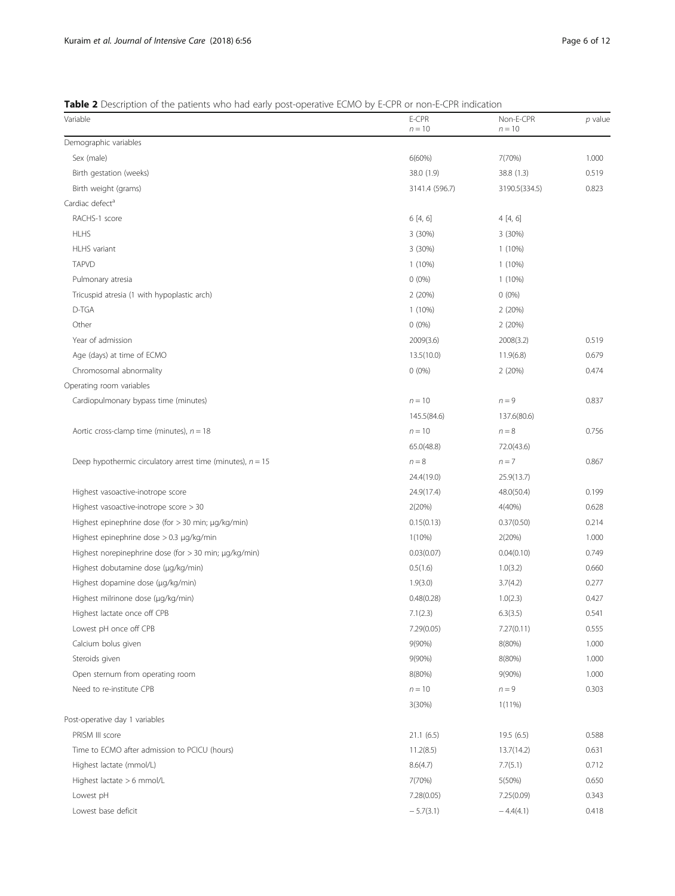**Table 2** Description of the patients who had early post-operative ECMO by E-CPR or non-E-CPR indication

| Variable | E-CPR $n = 10$ | Non-E-CPR $n = 10$ | *p* value |
|---|---|---|---|
| Demographic variables | | | |
| Sex (male) | 6(60%) | 7(70%) | 1.000 |
| Birth gestation (weeks) | 38.0 (1.9) | 38.8 (1.3) | 0.519 |
| Birth weight (grams) | 3141.4 (596.7) | 3190.5(334.5) | 0.823 |
| Cardiac defect[a] | | | |
| RACHS-1 score | 6 [4, 6] | 4 [4, 6] | |
| HLHS | 3 (30%) | 3 (30%) | |
| HLHS variant | 3 (30%) | 1 (10%) | |
| TAPVD | 1 (10%) | 1 (10%) | |
| Pulmonary atresia | 0 (0%) | 1 (10%) | |
| Tricuspid atresia (1 with hypoplastic arch) | 2 (20%) | 0 (0%) | |
| D-TGA | 1 (10%) | 2 (20%) | |
| Other | 0 (0%) | 2 (20%) | |
| Year of admission | 2009(3.6) | 2008(3.2) | 0.519 |
| Age (days) at time of ECMO | 13.5(10.0) | 11.9(6.8) | 0.679 |
| Chromosomal abnormality | 0 (0%) | 2 (20%) | 0.474 |
| Operating room variables | | | |
| Cardiopulmonary bypass time (minutes) | $n = 10$ | $n = 9$ | 0.837 |
| | 145.5(84.6) | 137.6(80.6) | |
| Aortic cross-clamp time (minutes), $n = 18$ | $n = 10$ | $n = 8$ | 0.756 |
| | 65.0(48.8) | 72.0(43.6) | |
| Deep hypothermic circulatory arrest time (minutes), $n = 15$ | $n = 8$ | $n = 7$ | 0.867 |
| | 24.4(19.0) | 25.9(13.7) | |
| Highest vasoactive-inotrope score | 24.9(17.4) | 48.0(50.4) | 0.199 |
| Highest vasoactive-inotrope score > 30 | 2(20%) | 4(40%) | 0.628 |
| Highest epinephrine dose (for > 30 min; μg/kg/min) | 0.15(0.13) | 0.37(0.50) | 0.214 |
| Highest epinephrine dose > 0.3 μg/kg/min | 1(10%) | 2(20%) | 1.000 |
| Highest norepinephrine dose (for > 30 min; μg/kg/min) | 0.03(0.07) | 0.04(0.10) | 0.749 |
| Highest dobutamine dose (μg/kg/min) | 0.5(1.6) | 1.0(3.2) | 0.660 |
| Highest dopamine dose (μg/kg/min) | 1.9(3.0) | 3.7(4.2) | 0.277 |
| Highest milrinone dose (μg/kg/min) | 0.48(0.28) | 1.0(2.3) | 0.427 |
| Highest lactate once off CPB | 7.1(2.3) | 6.3(3.5) | 0.541 |
| Lowest pH once off CPB | 7.29(0.05) | 7.27(0.11) | 0.555 |
| Calcium bolus given | 9(90%) | 8(80%) | 1.000 |
| Steroids given | 9(90%) | 8(80%) | 1.000 |
| Open sternum from operating room | 8(80%) | 9(90%) | 1.000 |
| Need to re-institute CPB | $n = 10$ | $n = 9$ | 0.303 |
| | 3(30%) | 1(11%) | |
| Post-operative day 1 variables | | | |
| PRISM III score | 21.1 (6.5) | 19.5 (6.5) | 0.588 |
| Time to ECMO after admission to PCICU (hours) | 11.2(8.5) | 13.7(14.2) | 0.631 |
| Highest lactate (mmol/L) | 8.6(4.7) | 7.7(5.1) | 0.712 |
| Highest lactate > 6 mmol/L | 7(70%) | 5(50%) | 0.650 |
| Lowest pH | 7.28(0.05) | 7.25(0.09) | 0.343 |
| Lowest base deficit | − 5.7(3.1) | − 4.4(4.1) | 0.418 |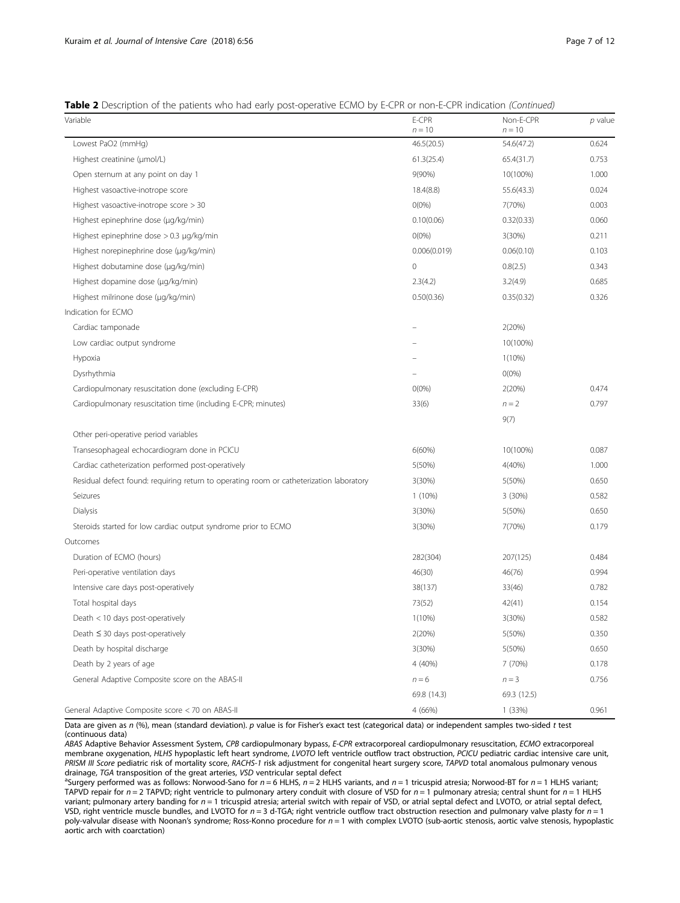**Table 2** Description of the patients who had early post-operative ECMO by E-CPR or non-E-CPR indication *(Continued)*

| Variable | E-CPR $n = 10$ | Non-E-CPR $n = 10$ | *p* value |
|---|---|---|---|
| Lowest PaO2 (mmHg) | 46.5(20.5) | 54.6(47.2) | 0.624 |
| Highest creatinine (μmol/L) | 61.3(25.4) | 65.4(31.7) | 0.753 |
| Open sternum at any point on day 1 | 9(90%) | 10(100%) | 1.000 |
| Highest vasoactive-inotrope score | 18.4(8.8) | 55.6(43.3) | 0.024 |
| Highest vasoactive-inotrope score > 30 | 0(0%) | 7(70%) | 0.003 |
| Highest epinephrine dose (μg/kg/min) | 0.10(0.06) | 0.32(0.33) | 0.060 |
| Highest epinephrine dose > 0.3 μg/kg/min | 0(0%) | 3(30%) | 0.211 |
| Highest norepinephrine dose (μg/kg/min) | 0.006(0.019) | 0.06(0.10) | 0.103 |
| Highest dobutamine dose (μg/kg/min) | 0 | 0.8(2.5) | 0.343 |
| Highest dopamine dose (μg/kg/min) | 2.3(4.2) | 3.2(4.9) | 0.685 |
| Highest milrinone dose (μg/kg/min) | 0.50(0.36) | 0.35(0.32) | 0.326 |
| Indication for ECMO | | | |
| Cardiac tamponade | – | 2(20%) | |
| Low cardiac output syndrome | – | 10(100%) | |
| Hypoxia | – | 1(10%) | |
| Dysrhythmia | – | 0(0%) | |
| Cardiopulmonary resuscitation done (excluding E-CPR) | 0(0%) | 2(20%) | 0.474 |
| Cardiopulmonary resuscitation time (including E-CPR; minutes) | 33(6) | $n = 2$ 9(7) | 0.797 |
| Other peri-operative period variables | | | |
| Transesophageal echocardiogram done in PCICU | 6(60%) | 10(100%) | 0.087 |
| Cardiac catheterization performed post-operatively | 5(50%) | 4(40%) | 1.000 |
| Residual defect found: requiring return to operating room or catheterization laboratory | 3(30%) | 5(50%) | 0.650 |
| Seizures | 1 (10%) | 3 (30%) | 0.582 |
| Dialysis | 3(30%) | 5(50%) | 0.650 |
| Steroids started for low cardiac output syndrome prior to ECMO | 3(30%) | 7(70%) | 0.179 |
| Outcomes | | | |
| Duration of ECMO (hours) | 282(304) | 207(125) | 0.484 |
| Peri-operative ventilation days | 46(30) | 46(76) | 0.994 |
| Intensive care days post-operatively | 38(137) | 33(46) | 0.782 |
| Total hospital days | 73(52) | 42(41) | 0.154 |
| Death < 10 days post-operatively | 1(10%) | 3(30%) | 0.582 |
| Death ≤ 30 days post-operatively | 2(20%) | 5(50%) | 0.350 |
| Death by hospital discharge | 3(30%) | 5(50%) | 0.650 |
| Death by 2 years of age | 4 (40%) | 7 (70%) | 0.178 |
| General Adaptive Composite score on the ABAS-II | $n = 6$ 69.8 (14.3) | $n = 3$ 69.3 (12.5) | 0.756 |
| General Adaptive Composite score < 70 on ABAS-II | 4 (66%) | 1 (33%) | 0.961 |

Data are given as *n* (%), mean (standard deviation). *p* value is for Fisher's exact test (categorical data) or independent samples two-sided *t* test (continuous data)

*ABAS* Adaptive Behavior Assessment System, *CPB* cardiopulmonary bypass, *E-CPR* extracorporeal cardiopulmonary resuscitation, *ECMO* extracorporeal membrane oxygenation, *HLHS* hypoplastic left heart syndrome, *LVOTO* left ventricle outflow tract obstruction, *PCICU* pediatric cardiac intensive care unit, *PRISM III Score* pediatric risk of mortality score, *RACHS-1* risk adjustment for congenital heart surgery score, *TAPVD* total anomalous pulmonary venous drainage, *TGA* transposition of the great arteries, *VSD* ventricular septal defect

[a]Surgery performed was as follows: Norwood-Sano for $n = 6$ HLHS, $n = 2$ HLHS variants, and $n = 1$ tricuspid atresia; Norwood-BT for $n = 1$ HLHS variant; TAPVD repair for $n = 2$ TAPVD; right ventricle to pulmonary artery conduit with closure of VSD for $n = 1$ pulmonary atresia; central shunt for $n = 1$ HLHS variant; pulmonary artery banding for $n = 1$ tricuspid atresia; arterial switch with repair of VSD, or atrial septal defect and LVOTO, or atrial septal defect, VSD, right ventricle muscle bundles, and LVOTO for $n = 3$ d-TGA; right ventricle outflow tract obstruction resection and pulmonary valve plasty for $n = 1$ poly-valvular disease with Noonan's syndrome; Ross-Konno procedure for $n = 1$ with complex LVOTO (sub-aortic stenosis, aortic valve stenosis, hypoplastic aortic arch with coarctation)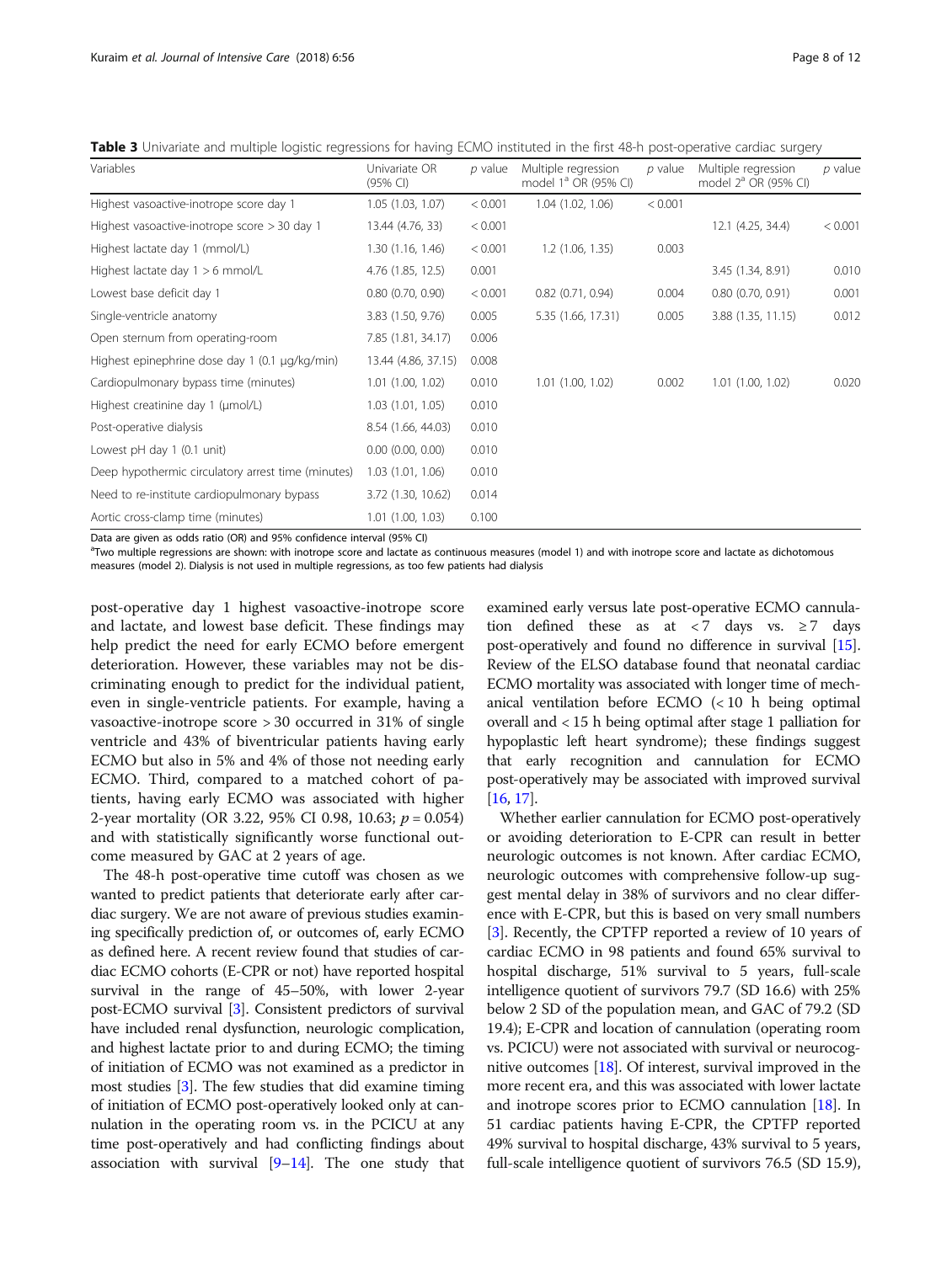**Table 3** Univariate and multiple logistic regressions for having ECMO instituted in the first 48-h post-operative cardiac surgery

| Variables | Univariate OR (95% CI) | *p* value | Multiple regression model 1[a] OR (95% CI) | *p* value | Multiple regression model 2[a] OR (95% CI) | *p* value |
|---|---|---|---|---|---|---|
| Highest vasoactive-inotrope score day 1 | 1.05 (1.03, 1.07) | < 0.001 | 1.04 (1.02, 1.06) | < 0.001 | | |
| Highest vasoactive-inotrope score > 30 day 1 | 13.44 (4.76, 33) | < 0.001 | | | 12.1 (4.25, 34.4) | < 0.001 |
| Highest lactate day 1 (mmol/L) | 1.30 (1.16, 1.46) | < 0.001 | 1.2 (1.06, 1.35) | 0.003 | | |
| Highest lactate day 1 > 6 mmol/L | 4.76 (1.85, 12.5) | 0.001 | | | 3.45 (1.34, 8.91) | 0.010 |
| Lowest base deficit day 1 | 0.80 (0.70, 0.90) | < 0.001 | 0.82 (0.71, 0.94) | 0.004 | 0.80 (0.70, 0.91) | 0.001 |
| Single-ventricle anatomy | 3.83 (1.50, 9.76) | 0.005 | 5.35 (1.66, 17.31) | 0.005 | 3.88 (1.35, 11.15) | 0.012 |
| Open sternum from operating-room | 7.85 (1.81, 34.17) | 0.006 | | | | |
| Highest epinephrine dose day 1 (0.1 μg/kg/min) | 13.44 (4.86, 37.15) | 0.008 | | | | |
| Cardiopulmonary bypass time (minutes) | 1.01 (1.00, 1.02) | 0.010 | 1.01 (1.00, 1.02) | 0.002 | 1.01 (1.00, 1.02) | 0.020 |
| Highest creatinine day 1 (μmol/L) | 1.03 (1.01, 1.05) | 0.010 | | | | |
| Post-operative dialysis | 8.54 (1.66, 44.03) | 0.010 | | | | |
| Lowest pH day 1 (0.1 unit) | 0.00 (0.00, 0.00) | 0.010 | | | | |
| Deep hypothermic circulatory arrest time (minutes) | 1.03 (1.01, 1.06) | 0.010 | | | | |
| Need to re-institute cardiopulmonary bypass | 3.72 (1.30, 10.62) | 0.014 | | | | |
| Aortic cross-clamp time (minutes) | 1.01 (1.00, 1.03) | 0.100 | | | | |

Data are given as odds ratio (OR) and 95% confidence interval (95% CI)

[a]Two multiple regressions are shown: with inotrope score and lactate as continuous measures (model 1) and with inotrope score and lactate as dichotomous measures (model 2). Dialysis is not used in multiple regressions, as too few patients had dialysis

post-operative day 1 highest vasoactive-inotrope score and lactate, and lowest base deficit. These findings may help predict the need for early ECMO before emergent deterioration. However, these variables may not be discriminating enough to predict for the individual patient, even in single-ventricle patients. For example, having a vasoactive-inotrope score > 30 occurred in 31% of single ventricle and 43% of biventricular patients having early ECMO but also in 5% and 4% of those not needing early ECMO. Third, compared to a matched cohort of patients, having early ECMO was associated with higher 2-year mortality (OR 3.22, 95% CI 0.98, 10.63; $p = 0.054$) and with statistically significantly worse functional outcome measured by GAC at 2 years of age.

The 48-h post-operative time cutoff was chosen as we wanted to predict patients that deteriorate early after cardiac surgery. We are not aware of previous studies examining specifically prediction of, or outcomes of, early ECMO as defined here. A recent review found that studies of cardiac ECMO cohorts (E-CPR or not) have reported hospital survival in the range of 45–50%, with lower 2-year post-ECMO survival [3]. Consistent predictors of survival have included renal dysfunction, neurologic complication, and highest lactate prior to and during ECMO; the timing of initiation of ECMO was not examined as a predictor in most studies [3]. The few studies that did examine timing of initiation of ECMO post-operatively looked only at cannulation in the operating room vs. in the PCICU at any time post-operatively and had conflicting findings about association with survival [9–14]. The one study that examined early versus late post-operative ECMO cannulation defined these as at < 7 days vs. ≥ 7 days post-operatively and found no difference in survival [15]. Review of the ELSO database found that neonatal cardiac ECMO mortality was associated with longer time of mechanical ventilation before ECMO (< 10 h being optimal overall and < 15 h being optimal after stage 1 palliation for hypoplastic left heart syndrome); these findings suggest that early recognition and cannulation for ECMO post-operatively may be associated with improved survival [16, 17].

Whether earlier cannulation for ECMO post-operatively or avoiding deterioration to E-CPR can result in better neurologic outcomes is not known. After cardiac ECMO, neurologic outcomes with comprehensive follow-up suggest mental delay in 38% of survivors and no clear difference with E-CPR, but this is based on very small numbers [3]. Recently, the CPTFP reported a review of 10 years of cardiac ECMO in 98 patients and found 65% survival to hospital discharge, 51% survival to 5 years, full-scale intelligence quotient of survivors 79.7 (SD 16.6) with 25% below 2 SD of the population mean, and GAC of 79.2 (SD 19.4); E-CPR and location of cannulation (operating room vs. PCICU) were not associated with survival or neurocognitive outcomes [18]. Of interest, survival improved in the more recent era, and this was associated with lower lactate and inotrope scores prior to ECMO cannulation [18]. In 51 cardiac patients having E-CPR, the CPTFP reported 49% survival to hospital discharge, 43% survival to 5 years, full-scale intelligence quotient of survivors 76.5 (SD 15.9),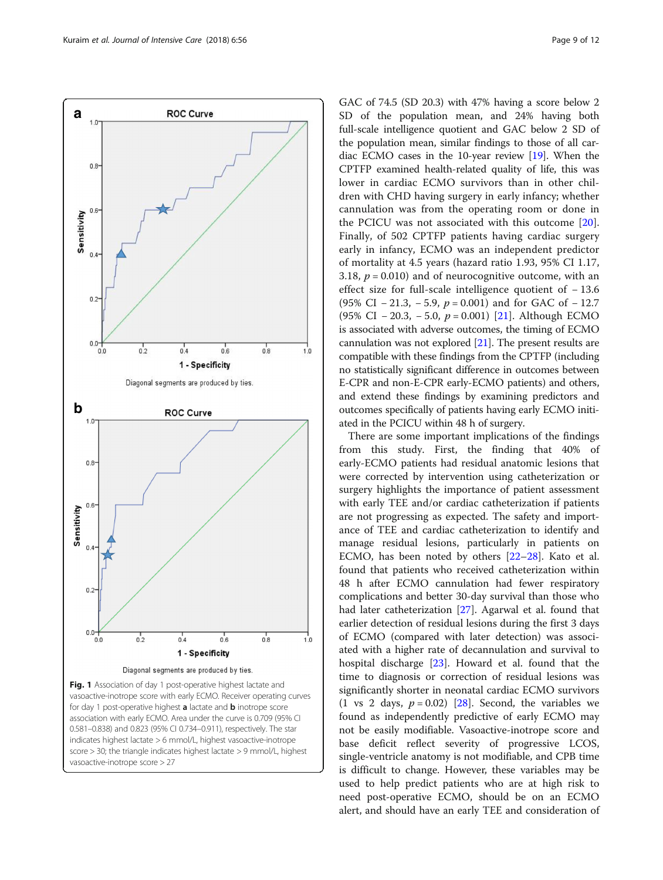Fig. 1 Association of day 1 post-operative highest lactate and vasoactive-inotrope score with early ECMO. Receiver operating curves for day 1 post-operative highest **a** lactate and **b** inotrope score association with early ECMO. Area under the curve is 0.709 (95% CI 0.581–0.838) and 0.823 (95% CI 0.734–0.911), respectively. The star indicates highest lactate > 6 mmol/L, highest vasoactive-inotrope score > 30; the triangle indicates highest lactate > 9 mmol/L, highest vasoactive-inotrope score > 27

GAC of 74.5 (SD 20.3) with 47% having a score below 2 SD of the population mean, and 24% having both full-scale intelligence quotient and GAC below 2 SD of the population mean, similar findings to those of all cardiac ECMO cases in the 10-year review [19]. When the CPTFP examined health-related quality of life, this was lower in cardiac ECMO survivors than in other children with CHD having surgery in early infancy; whether cannulation was from the operating room or done in the PCICU was not associated with this outcome [20]. Finally, of 502 CPTFP patients having cardiac surgery early in infancy, ECMO was an independent predictor of mortality at 4.5 years (hazard ratio 1.93, 95% CI 1.17, 3.18, $p = 0.010$) and of neurocognitive outcome, with an effect size for full-scale intelligence quotient of − 13.6 (95% CI − 21.3, − 5.9, $p = 0.001$) and for GAC of − 12.7 (95% CI − 20.3, − 5.0, $p = 0.001$) [21]. Although ECMO is associated with adverse outcomes, the timing of ECMO cannulation was not explored [21]. The present results are compatible with these findings from the CPTFP (including no statistically significant difference in outcomes between E-CPR and non-E-CPR early-ECMO patients) and others, and extend these findings by examining predictors and outcomes specifically of patients having early ECMO initiated in the PCICU within 48 h of surgery.

There are some important implications of the findings from this study. First, the finding that 40% of early-ECMO patients had residual anatomic lesions that were corrected by intervention using catheterization or surgery highlights the importance of patient assessment with early TEE and/or cardiac catheterization if patients are not progressing as expected. The safety and importance of TEE and cardiac catheterization to identify and manage residual lesions, particularly in patients on ECMO, has been noted by others [22–28]. Kato et al. found that patients who received catheterization within 48 h after ECMO cannulation had fewer respiratory complications and better 30-day survival than those who had later catheterization [27]. Agarwal et al. found that earlier detection of residual lesions during the first 3 days of ECMO (compared with later detection) was associated with a higher rate of decannulation and survival to hospital discharge [23]. Howard et al. found that the time to diagnosis or correction of residual lesions was significantly shorter in neonatal cardiac ECMO survivors (1 vs 2 days, $p = 0.02$) [28]. Second, the variables we found as independently predictive of early ECMO may not be easily modifiable. Vasoactive-inotrope score and base deficit reflect severity of progressive LCOS, single-ventricle anatomy is not modifiable, and CPB time is difficult to change. However, these variables may be used to help predict patients who are at high risk to need post-operative ECMO, should be on an ECMO alert, and should have an early TEE and consideration of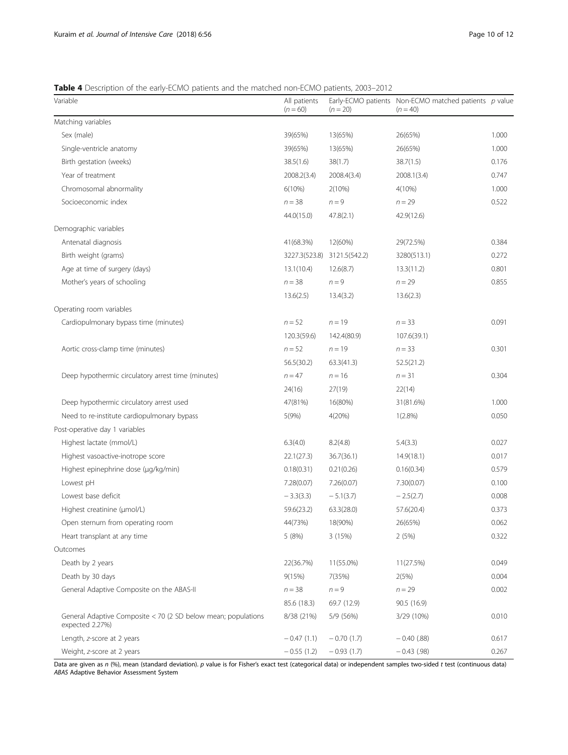**Table 4** Description of the early-ECMO patients and the matched non-ECMO patients, 2003–2012

| Variable | All patients ($n = 60$) | Early-ECMO patients ($n = 20$) | Non-ECMO matched patients ($n = 40$) | *p* value |
|---|---|---|---|---|
| Matching variables | | | | |
| Sex (male) | 39(65%) | 13(65%) | 26(65%) | 1.000 |
| Single-ventricle anatomy | 39(65%) | 13(65%) | 26(65%) | 1.000 |
| Birth gestation (weeks) | 38.5(1.6) | 38(1.7) | 38.7(1.5) | 0.176 |
| Year of treatment | 2008.2(3.4) | 2008.4(3.4) | 2008.1(3.4) | 0.747 |
| Chromosomal abnormality | 6(10%) | 2(10%) | 4(10%) | 1.000 |
| Socioeconomic index | $n = 38$ | $n = 9$ | $n = 29$ | 0.522 |
| | 44.0(15.0) | 47.8(2.1) | 42.9(12.6) | |
| Demographic variables | | | | |
| Antenatal diagnosis | 41(68.3%) | 12(60%) | 29(72.5%) | 0.384 |
| Birth weight (grams) | 3227.3(523.8) | 3121.5(542.2) | 3280(513.1) | 0.272 |
| Age at time of surgery (days) | 13.1(10.4) | 12.6(8.7) | 13.3(11.2) | 0.801 |
| Mother's years of schooling | $n = 38$ | $n = 9$ | $n = 29$ | 0.855 |
| | 13.6(2.5) | 13.4(3.2) | 13.6(2.3) | |
| Operating room variables | | | | |
| Cardiopulmonary bypass time (minutes) | $n = 52$ | $n = 19$ | $n = 33$ | 0.091 |
| | 120.3(59.6) | 142.4(80.9) | 107.6(39.1) | |
| Aortic cross-clamp time (minutes) | $n = 52$ | $n = 19$ | $n = 33$ | 0.301 |
| | 56.5(30.2) | 63.3(41.3) | 52.5(21.2) | |
| Deep hypothermic circulatory arrest time (minutes) | $n = 47$ | $n = 16$ | $n = 31$ | 0.304 |
| | 24(16) | 27(19) | 22(14) | |
| Deep hypothermic circulatory arrest used | 47(81%) | 16(80%) | 31(81.6%) | 1.000 |
| Need to re-institute cardiopulmonary bypass | 5(9%) | 4(20%) | 1(2.8%) | 0.050 |
| Post-operative day 1 variables | | | | |
| Highest lactate (mmol/L) | 6.3(4.0) | 8.2(4.8) | 5.4(3.3) | 0.027 |
| Highest vasoactive-inotrope score | 22.1(27.3) | 36.7(36.1) | 14.9(18.1) | 0.017 |
| Highest epinephrine dose (μg/kg/min) | 0.18(0.31) | 0.21(0.26) | 0.16(0.34) | 0.579 |
| Lowest pH | 7.28(0.07) | 7.26(0.07) | 7.30(0.07) | 0.100 |
| Lowest base deficit | − 3.3(3.3) | − 5.1(3.7) | − 2.5(2.7) | 0.008 |
| Highest creatinine (μmol/L) | 59.6(23.2) | 63.3(28.0) | 57.6(20.4) | 0.373 |
| Open sternum from operating room | 44(73%) | 18(90%) | 26(65%) | 0.062 |
| Heart transplant at any time | 5 (8%) | 3 (15%) | 2 (5%) | 0.322 |
| Outcomes | | | | |
| Death by 2 years | 22(36.7%) | 11(55.0%) | 11(27.5%) | 0.049 |
| Death by 30 days | 9(15%) | 7(35%) | 2(5%) | 0.004 |
| General Adaptive Composite on the ABAS-II | $n = 38$ | $n = 9$ | $n = 29$ | 0.002 |
| | 85.6 (18.3) | 69.7 (12.9) | 90.5 (16.9) | |
| General Adaptive Composite < 70 (2 SD below mean; populations expected 2.27%) | 8/38 (21%) | 5/9 (56%) | 3/29 (10%) | 0.010 |
| Length, *z*-score at 2 years | − 0.47 (1.1) | − 0.70 (1.7) | − 0.40 (.88) | 0.617 |
| Weight, *z*-score at 2 years | − 0.55 (1.2) | − 0.93 (1.7) | − 0.43 (.98) | 0.267 |

Data are given as *n* (%), mean (standard deviation). *p* value is for Fisher's exact test (categorical data) or independent samples two-sided *t* test (continuous data)
*ABAS* Adaptive Behavior Assessment System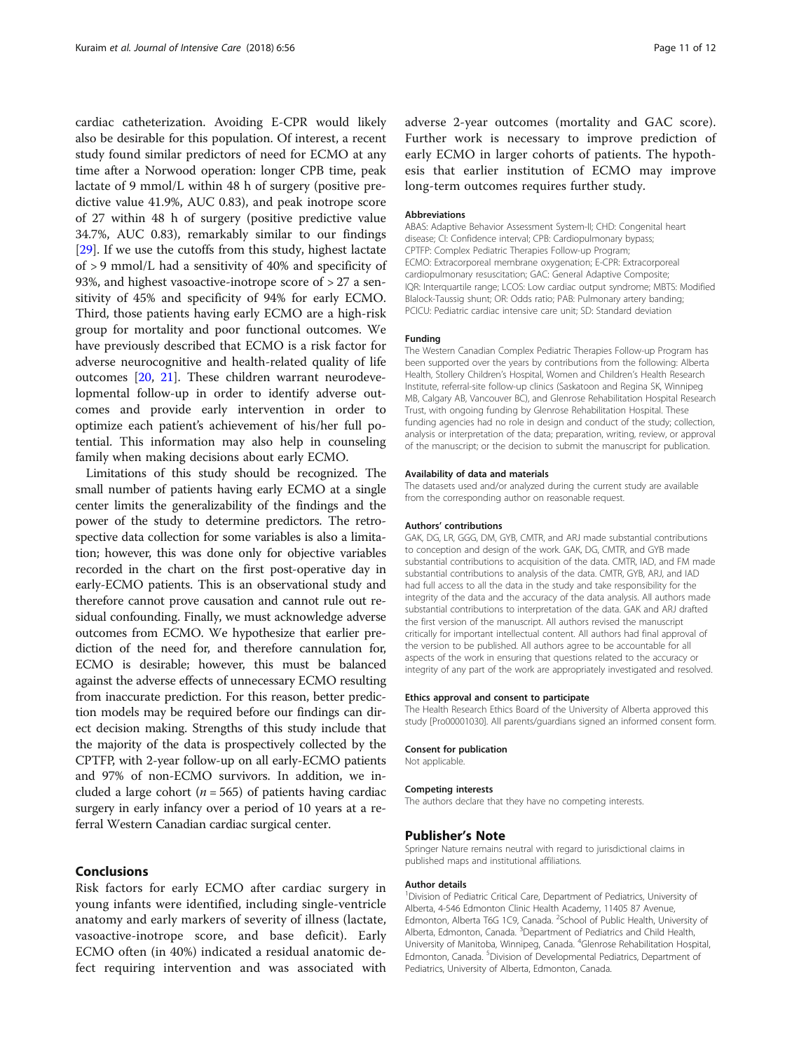cardiac catheterization. Avoiding E-CPR would likely also be desirable for this population. Of interest, a recent study found similar predictors of need for ECMO at any time after a Norwood operation: longer CPB time, peak lactate of 9 mmol/L within 48 h of surgery (positive predictive value 41.9%, AUC 0.83), and peak inotrope score of 27 within 48 h of surgery (positive predictive value 34.7%, AUC 0.83), remarkably similar to our findings [29]. If we use the cutoffs from this study, highest lactate of > 9 mmol/L had a sensitivity of 40% and specificity of 93%, and highest vasoactive-inotrope score of > 27 a sensitivity of 45% and specificity of 94% for early ECMO. Third, those patients having early ECMO are a high-risk group for mortality and poor functional outcomes. We have previously described that ECMO is a risk factor for adverse neurocognitive and health-related quality of life outcomes [20, 21]. These children warrant neurodevelopmental follow-up in order to identify adverse outcomes and provide early intervention in order to optimize each patient's achievement of his/her full potential. This information may also help in counseling family when making decisions about early ECMO.

Limitations of this study should be recognized. The small number of patients having early ECMO at a single center limits the generalizability of the findings and the power of the study to determine predictors. The retrospective data collection for some variables is also a limitation; however, this was done only for objective variables recorded in the chart on the first post-operative day in early-ECMO patients. This is an observational study and therefore cannot prove causation and cannot rule out residual confounding. Finally, we must acknowledge adverse outcomes from ECMO. We hypothesize that earlier prediction of the need for, and therefore cannulation for, ECMO is desirable; however, this must be balanced against the adverse effects of unnecessary ECMO resulting from inaccurate prediction. For this reason, better prediction models may be required before our findings can direct decision making. Strengths of this study include that the majority of the data is prospectively collected by the CPTFP, with 2-year follow-up on all early-ECMO patients and 97% of non-ECMO survivors. In addition, we included a large cohort ($n$ = 565) of patients having cardiac surgery in early infancy over a period of 10 years at a referral Western Canadian cardiac surgical center.

## Conclusions

Risk factors for early ECMO after cardiac surgery in young infants were identified, including single-ventricle anatomy and early markers of severity of illness (lactate, vasoactive-inotrope score, and base deficit). Early ECMO often (in 40%) indicated a residual anatomic defect requiring intervention and was associated with adverse 2-year outcomes (mortality and GAC score). Further work is necessary to improve prediction of early ECMO in larger cohorts of patients. The hypothesis that earlier institution of ECMO may improve long-term outcomes requires further study.

### Abbreviations

ABAS: Adaptive Behavior Assessment System-II; CHD: Congenital heart disease; CI: Confidence interval; CPB: Cardiopulmonary bypass; CPTFP: Complex Pediatric Therapies Follow-up Program; ECMO: Extracorporeal membrane oxygenation; E-CPR: Extracorporeal cardiopulmonary resuscitation; GAC: General Adaptive Composite; IQR: Interquartile range; LCOS: Low cardiac output syndrome; MBTS: Modified Blalock-Taussig shunt; OR: Odds ratio; PAB: Pulmonary artery banding; PCICU: Pediatric cardiac intensive care unit; SD: Standard deviation

### Funding

The Western Canadian Complex Pediatric Therapies Follow-up Program has been supported over the years by contributions from the following: Alberta Health, Stollery Children's Hospital, Women and Children's Health Research Institute, referral-site follow-up clinics (Saskatoon and Regina SK, Winnipeg MB, Calgary AB, Vancouver BC), and Glenrose Rehabilitation Hospital Research Trust, with ongoing funding by Glenrose Rehabilitation Hospital. These funding agencies had no role in design and conduct of the study; collection, analysis or interpretation of the data; preparation, writing, review, or approval of the manuscript; or the decision to submit the manuscript for publication.

### Availability of data and materials

The datasets used and/or analyzed during the current study are available from the corresponding author on reasonable request.

### Authors' contributions

GAK, DG, LR, GGG, DM, GYB, CMTR, and ARJ made substantial contributions to conception and design of the work. GAK, DG, CMTR, and GYB made substantial contributions to acquisition of the data. CMTR, IAD, and FM made substantial contributions to analysis of the data. CMTR, GYB, ARJ, and IAD had full access to all the data in the study and take responsibility for the integrity of the data and the accuracy of the data analysis. All authors made substantial contributions to interpretation of the data. GAK and ARJ drafted the first version of the manuscript. All authors revised the manuscript critically for important intellectual content. All authors had final approval of the version to be published. All authors agree to be accountable for all aspects of the work in ensuring that questions related to the accuracy or integrity of any part of the work are appropriately investigated and resolved.

### Ethics approval and consent to participate

The Health Research Ethics Board of the University of Alberta approved this study [Pro00001030]. All parents/guardians signed an informed consent form.

### Consent for publication

Not applicable.

### Competing interests

The authors declare that they have no competing interests.

## Publisher's Note

Springer Nature remains neutral with regard to jurisdictional claims in published maps and institutional affiliations.

### Author details

[1]Division of Pediatric Critical Care, Department of Pediatrics, University of Alberta, 4-546 Edmonton Clinic Health Academy, 11405 87 Avenue, Edmonton, Alberta T6G 1C9, Canada. [2]School of Public Health, University of Alberta, Edmonton, Canada. [3]Department of Pediatrics and Child Health, University of Manitoba, Winnipeg, Canada. [4]Glenrose Rehabilitation Hospital, Edmonton, Canada. [5]Division of Developmental Pediatrics, Department of Pediatrics, University of Alberta, Edmonton, Canada.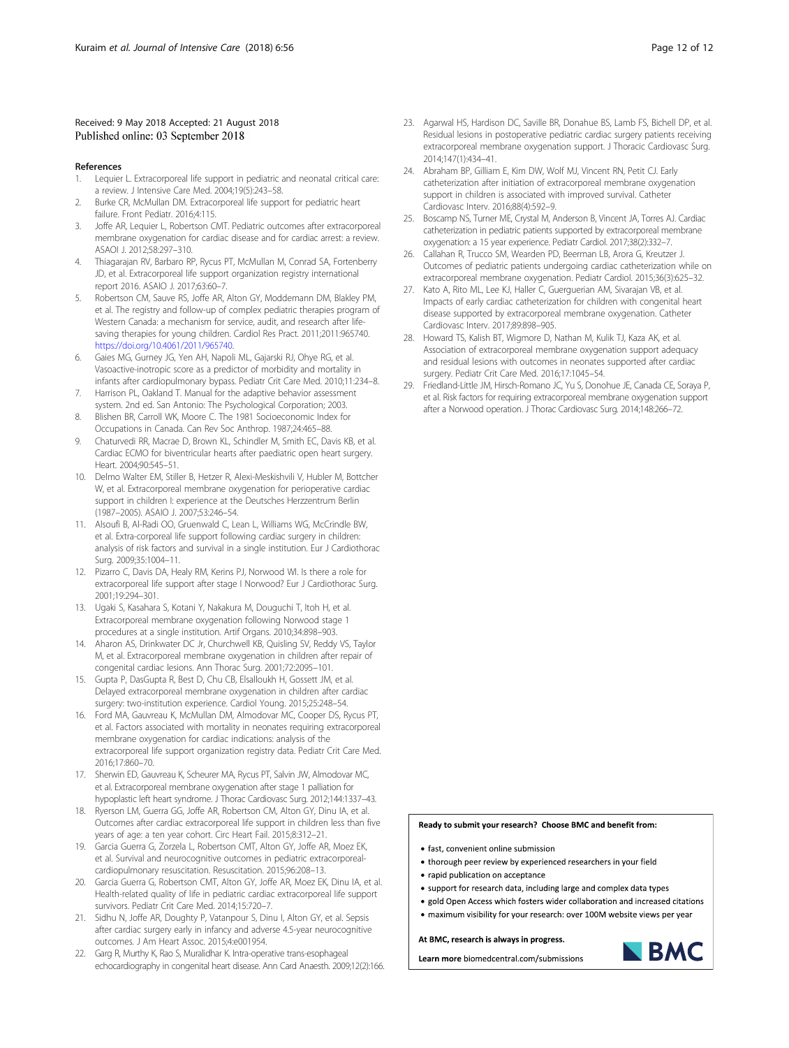Received: 9 May 2018 Accepted: 21 August 2018
Published online: 03 September 2018

## References

1. Lequier L. Extracorporeal life support in pediatric and neonatal critical care: a review. J Intensive Care Med. 2004;19(5):243–58.
2. Burke CR, McMullan DM. Extracorporeal life support for pediatric heart failure. Front Pediatr. 2016;4:115.
3. Joffe AR, Lequier L, Robertson CMT. Pediatric outcomes after extracorporeal membrane oxygenation for cardiac disease and for cardiac arrest: a review. ASAOI J. 2012;58:297–310.
4. Thiagarajan RV, Barbaro RP, Rycus PT, McMullan M, Conrad SA, Fortenberry JD, et al. Extracorporeal life support organization registry international report 2016. ASAIO J. 2017;63:60–7.
5. Robertson CM, Sauve RS, Joffe AR, Alton GY, Moddemann DM, Blakley PM, et al. The registry and follow-up of complex pediatric therapies program of Western Canada: a mechanism for service, audit, and research after life-saving therapies for young children. Cardiol Res Pract. 2011;2011:965740. https://doi.org/10.4061/2011/965740.
6. Gaies MG, Gurney JG, Yen AH, Napoli ML, Gajarski RJ, Ohye RG, et al. Vasoactive-inotropic score as a predictor of morbidity and mortality in infants after cardiopulmonary bypass. Pediatr Crit Care Med. 2010;11:234–8.
7. Harrison PL, Oakland T. Manual for the adaptive behavior assessment system. 2nd ed. San Antonio: The Psychological Corporation; 2003.
8. Blishen BR, Carroll WK, Moore C. The 1981 Socioeconomic Index for Occupations in Canada. Can Rev Soc Anthrop. 1987;24:465–88.
9. Chaturvedi RR, Macrae D, Brown KL, Schindler M, Smith EC, Davis KB, et al. Cardiac ECMO for biventricular hearts after paediatric open heart surgery. Heart. 2004;90:545–51.
10. Delmo Walter EM, Stiller B, Hetzer R, Alexi-Meskishvili V, Hubler M, Bottcher W, et al. Extracorporeal membrane oxygenation for perioperative cardiac support in children I: experience at the Deutsches Herzzentrum Berlin (1987–2005). ASAIO J. 2007;53:246–54.
11. Alsoufi B, Al-Radi OO, Gruenwald C, Lean L, Williams WG, McCrindle BW, et al. Extra-corporeal life support following cardiac surgery in children: analysis of risk factors and survival in a single institution. Eur J Cardiothorac Surg. 2009;35:1004–11.
12. Pizarro C, Davis DA, Healy RM, Kerins PJ, Norwood WI. Is there a role for extracorporeal life support after stage I Norwood? Eur J Cardiothorac Surg. 2001;19:294–301.
13. Ugaki S, Kasahara S, Kotani Y, Nakakura M, Douguchi T, Itoh H, et al. Extracorporeal membrane oxygenation following Norwood stage 1 procedures at a single institution. Artif Organs. 2010;34:898–903.
14. Aharon AS, Drinkwater DC Jr, Churchwell KB, Quisling SV, Reddy VS, Taylor M, et al. Extracorporeal membrane oxygenation in children after repair of congenital cardiac lesions. Ann Thorac Surg. 2001;72:2095–101.
15. Gupta P, DasGupta R, Best D, Chu CB, Elsalloukh H, Gossett JM, et al. Delayed extracorporeal membrane oxygenation in children after cardiac surgery: two-institution experience. Cardiol Young. 2015;25:248–54.
16. Ford MA, Gauvreau K, McMullan DM, Almodovar MC, Cooper DS, Rycus PT, et al. Factors associated with mortality in neonates requiring extracorporeal membrane oxygenation for cardiac indications: analysis of the extracorporeal life support organization registry data. Pediatr Crit Care Med. 2016;17:860–70.
17. Sherwin ED, Gauvreau K, Scheurer MA, Rycus PT, Salvin JW, Almodovar MC, et al. Extracorporeal membrane oxygenation after stage 1 palliation for hypoplastic left heart syndrome. J Thorac Cardiovasc Surg. 2012;144:1337–43.
18. Ryerson LM, Guerra GG, Joffe AR, Robertson CM, Alton GY, Dinu IA, et al. Outcomes after cardiac extracorporeal life support in children less than five years of age: a ten year cohort. Circ Heart Fail. 2015;8:312–21.
19. Garcia Guerra G, Zorzela L, Robertson CMT, Alton GY, Joffe AR, Moez EK, et al. Survival and neurocognitive outcomes in pediatric extracorporeal-cardiopulmonary resuscitation. Resuscitation. 2015;96:208–13.
20. Garcia Guerra G, Robertson CMT, Alton GY, Joffe AR, Moez EK, Dinu IA, et al. Health-related quality of life in pediatric cardiac extracorporeal life support survivors. Pediatr Crit Care Med. 2014;15:720–7.
21. Sidhu N, Joffe AR, Doughty P, Vatanpour S, Dinu I, Alton GY, et al. Sepsis after cardiac surgery early in infancy and adverse 4.5-year neurocognitive outcomes. J Am Heart Assoc. 2015;4:e001954.
22. Garg R, Murthy K, Rao S, Muralidhar K. Intra-operative trans-esophageal echocardiography in congenital heart disease. Ann Card Anaesth. 2009;12(2):166.
23. Agarwal HS, Hardison DC, Saville BR, Donahue BS, Lamb FS, Bichell DP, et al. Residual lesions in postoperative pediatric cardiac surgery patients receiving extracorporeal membrane oxygenation support. J Thoracic Cardiovasc Surg. 2014;147(1):434–41.
24. Abraham BP, Gilliam E, Kim DW, Wolf MJ, Vincent RN, Petit CJ. Early catheterization after initiation of extracorporeal membrane oxygenation support in children is associated with improved survival. Catheter Cardiovasc Interv. 2016;88(4):592–9.
25. Boscamp NS, Turner ME, Crystal M, Anderson B, Vincent JA, Torres AJ. Cardiac catheterization in pediatric patients supported by extracorporeal membrane oxygenation: a 15 year experience. Pediatr Cardiol. 2017;38(2):332–7.
26. Callahan R, Trucco SM, Wearden PD, Beerman LB, Arora G, Kreutzer J. Outcomes of pediatric patients undergoing cardiac catheterization while on extracorporeal membrane oxygenation. Pediatr Cardiol. 2015;36(3):625–32.
27. Kato A, Rito ML, Lee KJ, Haller C, Guerguerian AM, Sivarajan VB, et al. Impacts of early cardiac catheterization for children with congenital heart disease supported by extracorporeal membrane oxygenation. Catheter Cardiovasc Interv. 2017;89:898–905.
28. Howard TS, Kalish BT, Wigmore D, Nathan M, Kulik TJ, Kaza AK, et al. Association of extracorporeal membrane oxygenation support adequacy and residual lesions with outcomes in neonates supported after cardiac surgery. Pediatr Crit Care Med. 2016;17:1045–54.
29. Friedland-Little JM, Hirsch-Romano JC, Yu S, Donohue JE, Canada CE, Soraya P, et al. Risk factors for requiring extracorporeal membrane oxygenation support after a Norwood operation. J Thorac Cardiovasc Surg. 2014;148:266–72.

**Ready to submit your research? Choose BMC and benefit from:**

- fast, convenient online submission
- thorough peer review by experienced researchers in your field
- rapid publication on acceptance
- support for research data, including large and complex data types
- gold Open Access which fosters wider collaboration and increased citations
- maximum visibility for your research: over 100M website views per year

**At BMC, research is always in progress.**

**Learn more** biomedcentral.com/submissions

BMC